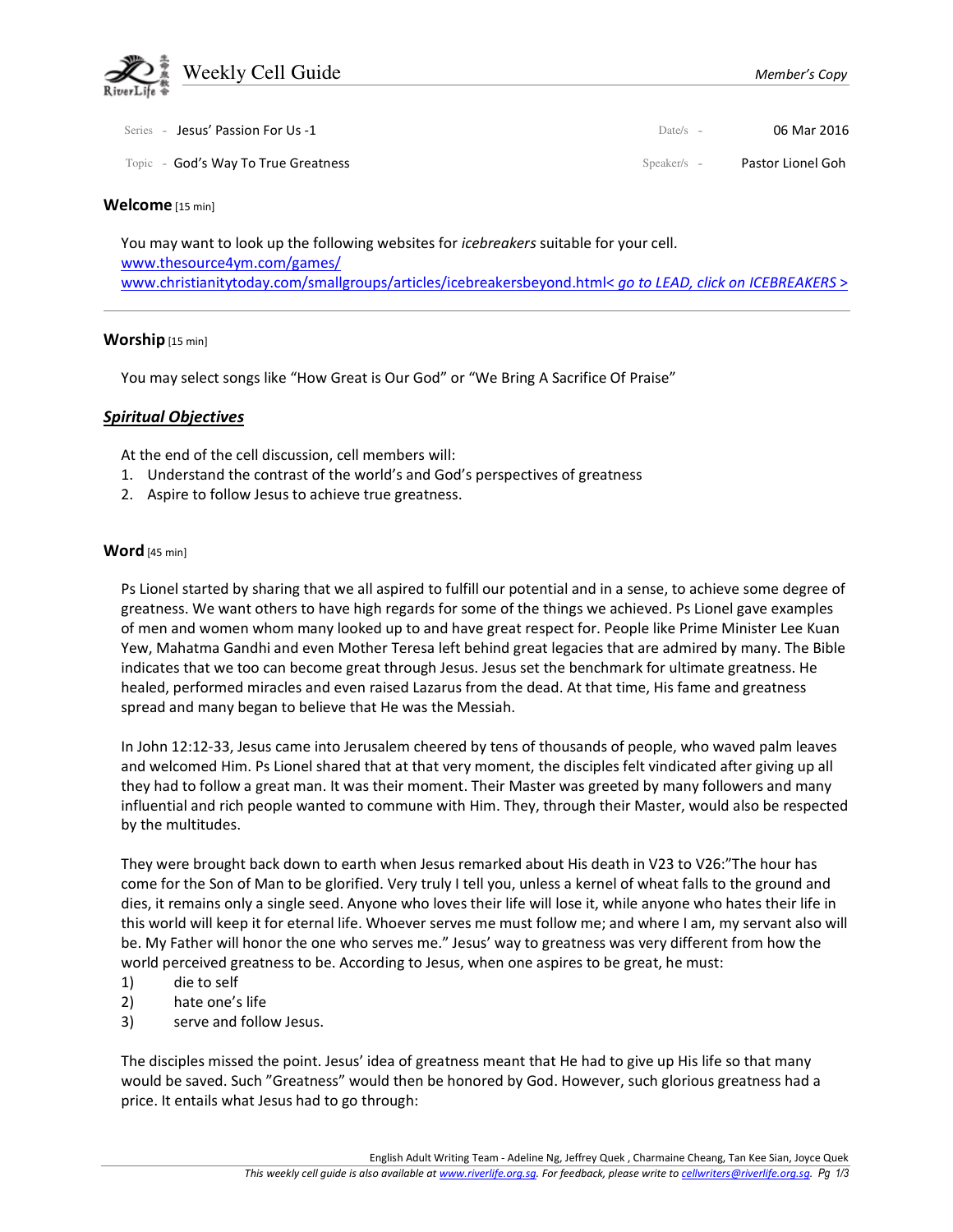# Weekly Cell Guide

*Member's Copy*

Series - Jesus' Passion For Us -1

Date/s - 06 Mar 2016

Topic - God's Way To True Greatness

Speaker/s - Pastor Lionel Goh

## Welcome [15 min]

You may want to look up the following websites for *icebreakers* suitable for your cell.
www.thesource4ym.com/games/
www.christianitytoday.com/smallgroups/articles/icebreakersbeyond.html< *go to LEAD, click on ICEBREAKERS* >

---

## Worship [15 min]

You may select songs like "How Great is Our God" or "We Bring A Sacrifice Of Praise"

## ***Spiritual Objectives***

At the end of the cell discussion, cell members will:

1. Understand the contrast of the world's and God's perspectives of greatness
2. Aspire to follow Jesus to achieve true greatness.

## Word [45 min]

Ps Lionel started by sharing that we all aspired to fulfill our potential and in a sense, to achieve some degree of greatness. We want others to have high regards for some of the things we achieved. Ps Lionel gave examples of men and women whom many looked up to and have great respect for. People like Prime Minister Lee Kuan Yew, Mahatma Gandhi and even Mother Teresa left behind great legacies that are admired by many. The Bible indicates that we too can become great through Jesus. Jesus set the benchmark for ultimate greatness. He healed, performed miracles and even raised Lazarus from the dead. At that time, His fame and greatness spread and many began to believe that He was the Messiah.

In John 12:12-33, Jesus came into Jerusalem cheered by tens of thousands of people, who waved palm leaves and welcomed Him. Ps Lionel shared that at that very moment, the disciples felt vindicated after giving up all they had to follow a great man. It was their moment. Their Master was greeted by many followers and many influential and rich people wanted to commune with Him. They, through their Master, would also be respected by the multitudes.

They were brought back down to earth when Jesus remarked about His death in V23 to V26:"The hour has come for the Son of Man to be glorified. Very truly I tell you, unless a kernel of wheat falls to the ground and dies, it remains only a single seed. Anyone who loves their life will lose it, while anyone who hates their life in this world will keep it for eternal life. Whoever serves me must follow me; and where I am, my servant also will be. My Father will honor the one who serves me." Jesus' way to greatness was very different from how the world perceived greatness to be. According to Jesus, when one aspires to be great, he must:

1) die to self
2) hate one's life
3) serve and follow Jesus.

The disciples missed the point. Jesus' idea of greatness meant that He had to give up His life so that many would be saved. Such "Greatness" would then be honored by God. However, such glorious greatness had a price. It entails what Jesus had to go through:

English Adult Writing Team - Adeline Ng, Jeffrey Quek , Charmaine Cheang, Tan Kee Sian, Joyce Quek
*This weekly cell guide is also available at www.riverlife.org.sg. For feedback, please write to cellwriters@riverlife.org.sg.*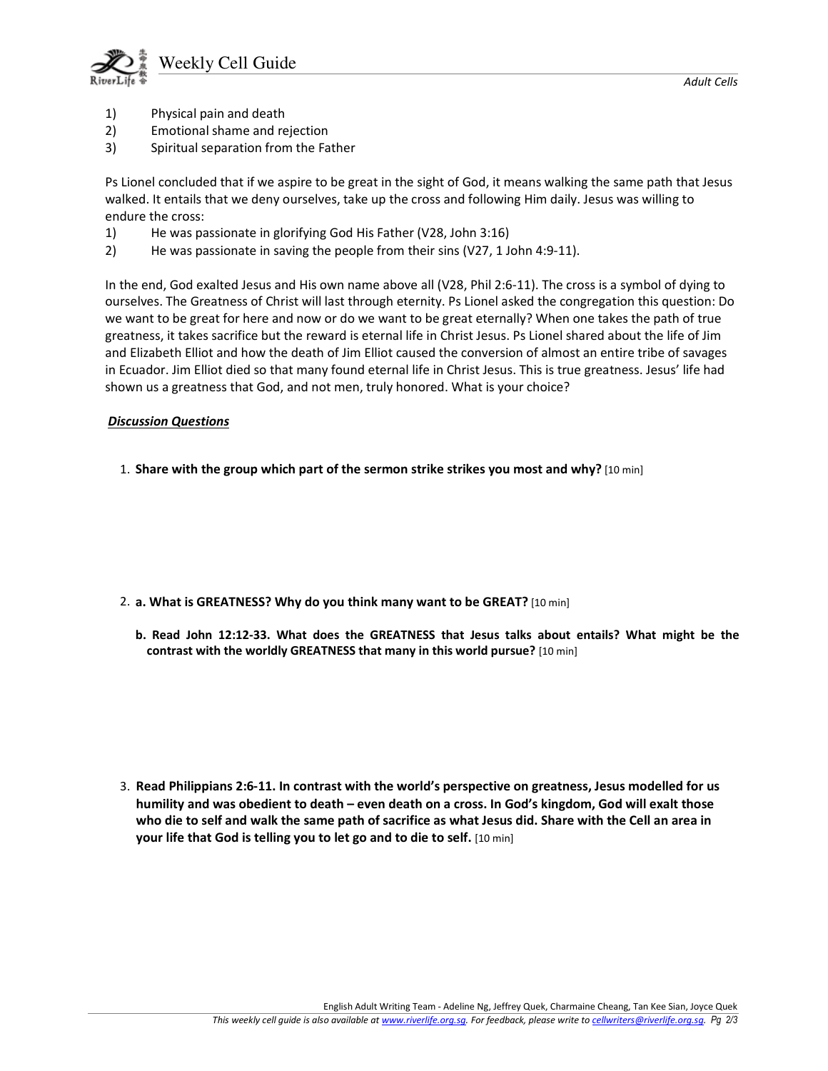1) Physical pain and death
2) Emotional shame and rejection
3) Spiritual separation from the Father

Ps Lionel concluded that if we aspire to be great in the sight of God, it means walking the same path that Jesus walked. It entails that we deny ourselves, take up the cross and following Him daily. Jesus was willing to endure the cross:

1) He was passionate in glorifying God His Father (V28, John 3:16)
2) He was passionate in saving the people from their sins (V27, 1 John 4:9-11).

In the end, God exalted Jesus and His own name above all (V28, Phil 2:6-11). The cross is a symbol of dying to ourselves. The Greatness of Christ will last through eternity. Ps Lionel asked the congregation this question: Do we want to be great for here and now or do we want to be great eternally? When one takes the path of true greatness, it takes sacrifice but the reward is eternal life in Christ Jesus. Ps Lionel shared about the life of Jim and Elizabeth Elliot and how the death of Jim Elliot caused the conversion of almost an entire tribe of savages in Ecuador. Jim Elliot died so that many found eternal life in Christ Jesus. This is true greatness. Jesus' life had shown us a greatness that God, and not men, truly honored. What is your choice?

***<u>Discussion Questions</u>***

1. **Share with the group which part of the sermon strike strikes you most and why?** [10 min]

2. **a. What is GREATNESS? Why do you think many want to be GREAT?** [10 min]

   **b. Read John 12:12-33. What does the GREATNESS that Jesus talks about entails? What might be the contrast with the worldly GREATNESS that many in this world pursue?** [10 min]

3. **Read Philippians 2:6-11. In contrast with the world's perspective on greatness, Jesus modelled for us humility and was obedient to death – even death on a cross. In God's kingdom, God will exalt those who die to self and walk the same path of sacrifice as what Jesus did. Share with the Cell an area in your life that God is telling you to let go and to die to self.** [10 min]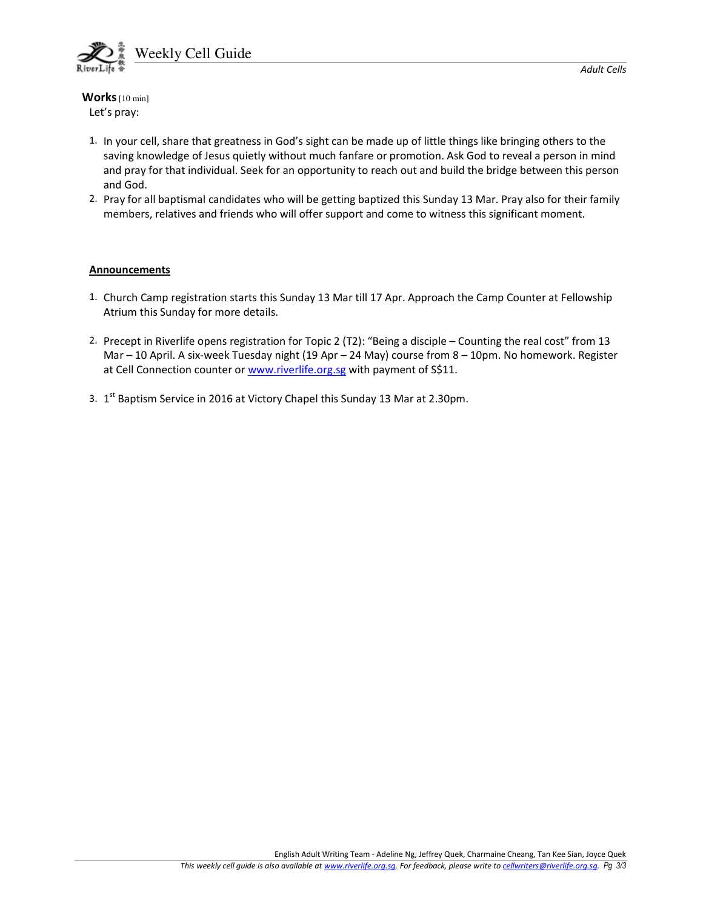**Works** [10 min]

Let's pray:

1. In your cell, share that greatness in God's sight can be made up of little things like bringing others to the saving knowledge of Jesus quietly without much fanfare or promotion. Ask God to reveal a person in mind and pray for that individual. Seek for an opportunity to reach out and build the bridge between this person and God.
2. Pray for all baptismal candidates who will be getting baptized this Sunday 13 Mar. Pray also for their family members, relatives and friends who will offer support and come to witness this significant moment.

**Announcements**

1. Church Camp registration starts this Sunday 13 Mar till 17 Apr. Approach the Camp Counter at Fellowship Atrium this Sunday for more details.
2. Precept in Riverlife opens registration for Topic 2 (T2): "Being a disciple – Counting the real cost" from 13 Mar – 10 April. A six-week Tuesday night (19 Apr – 24 May) course from 8 – 10pm. No homework. Register at Cell Connection counter or www.riverlife.org.sg with payment of S$11.
3. 1st Baptism Service in 2016 at Victory Chapel this Sunday 13 Mar at 2.30pm.

English Adult Writing Team - Adeline Ng, Jeffrey Quek, Charmaine Cheang, Tan Kee Sian, Joyce Quek

*This weekly cell guide is also available at www.riverlife.org.sg. For feedback, please write to cellwriters@riverlife.org.sg.*